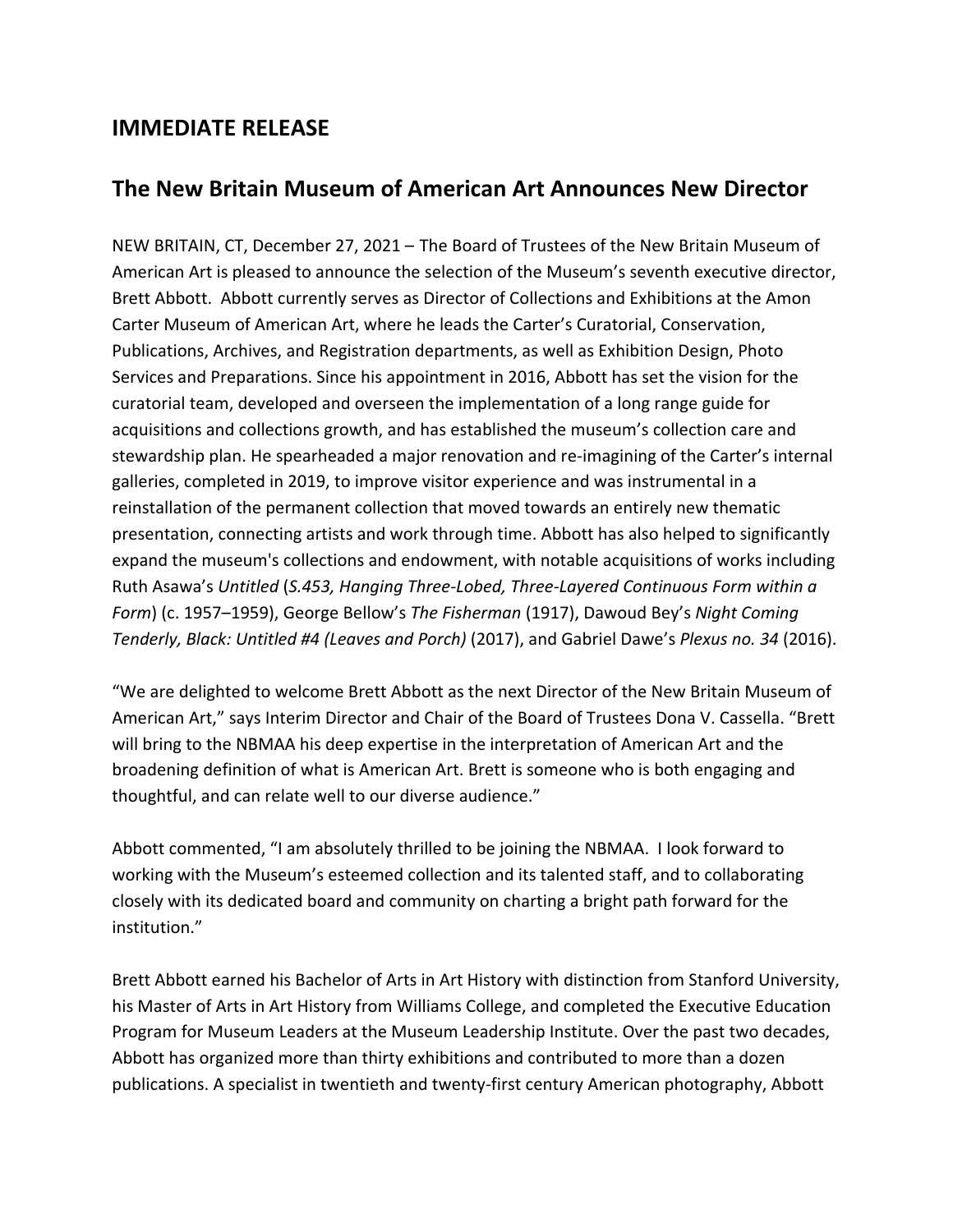## IMMEDIATE RELEASE

## The New Britain Museum of American Art Announces New Director

NEW BRITAIN, CT, December 27, 2021 – The Board of Trustees of the New Britain Museum of American Art is pleased to announce the selection of the Museum's seventh executive director, Brett Abbott. Abbott currently serves as Director of Collections and Exhibitions at the Amon Carter Museum of American Art, where he leads the Carter's Curatorial, Conservation, Publications, Archives, and Registration departments, as well as Exhibition Design, Photo Services and Preparations. Since his appointment in 2016, Abbott has set the vision for the curatorial team, developed and overseen the implementation of a long range guide for acquisitions and collections growth, and has established the museum's collection care and stewardship plan. He spearheaded a major renovation and re-imagining of the Carter's internal galleries, completed in 2019, to improve visitor experience and was instrumental in a reinstallation of the permanent collection that moved towards an entirely new thematic presentation, connecting artists and work through time. Abbott has also helped to significantly expand the museum's collections and endowment, with notable acquisitions of works including Ruth Asawa's *Untitled* (*S.453, Hanging Three-Lobed, Three-Layered Continuous Form within a Form*) (c. 1957–1959), George Bellow's *The Fisherman* (1917), Dawoud Bey's *Night Coming Tenderly, Black: Untitled #4 (Leaves and Porch)* (2017), and Gabriel Dawe's *Plexus no. 34* (2016).

"We are delighted to welcome Brett Abbott as the next Director of the New Britain Museum of American Art," says Interim Director and Chair of the Board of Trustees Dona V. Cassella. "Brett will bring to the NBMAA his deep expertise in the interpretation of American Art and the broadening definition of what is American Art. Brett is someone who is both engaging and thoughtful, and can relate well to our diverse audience."

Abbott commented, "I am absolutely thrilled to be joining the NBMAA. I look forward to working with the Museum's esteemed collection and its talented staff, and to collaborating closely with its dedicated board and community on charting a bright path forward for the institution."

Brett Abbott earned his Bachelor of Arts in Art History with distinction from Stanford University, his Master of Arts in Art History from Williams College, and completed the Executive Education Program for Museum Leaders at the Museum Leadership Institute. Over the past two decades, Abbott has organized more than thirty exhibitions and contributed to more than a dozen publications. A specialist in twentieth and twenty-first century American photography, Abbott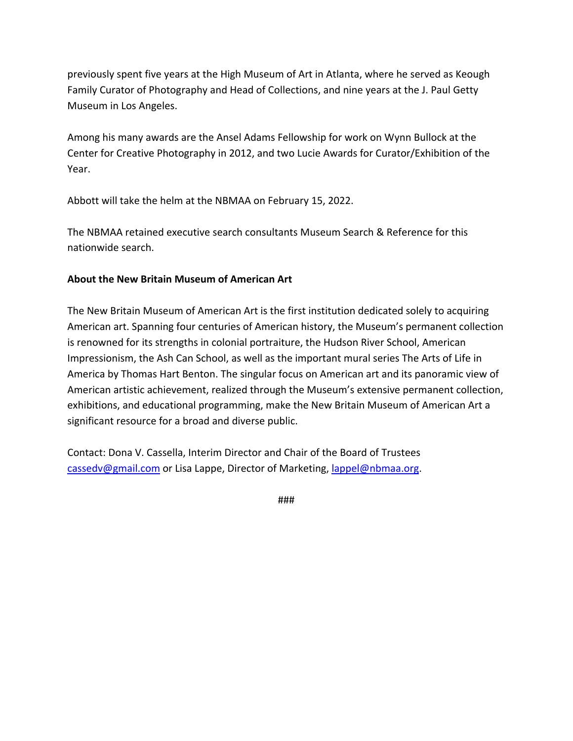previously spent five years at the High Museum of Art in Atlanta, where he served as Keough Family Curator of Photography and Head of Collections, and nine years at the J. Paul Getty Museum in Los Angeles.

Among his many awards are the Ansel Adams Fellowship for work on Wynn Bullock at the Center for Creative Photography in 2012, and two Lucie Awards for Curator/Exhibition of the Year.

Abbott will take the helm at the NBMAA on February 15, 2022.

The NBMAA retained executive search consultants Museum Search & Reference for this nationwide search.

**About the New Britain Museum of American Art**

The New Britain Museum of American Art is the first institution dedicated solely to acquiring American art. Spanning four centuries of American history, the Museum's permanent collection is renowned for its strengths in colonial portraiture, the Hudson River School, American Impressionism, the Ash Can School, as well as the important mural series The Arts of Life in America by Thomas Hart Benton. The singular focus on American art and its panoramic view of American artistic achievement, realized through the Museum's extensive permanent collection, exhibitions, and educational programming, make the New Britain Museum of American Art a significant resource for a broad and diverse public.

Contact: Dona V. Cassella, Interim Director and Chair of the Board of Trustees cassedv@gmail.com or Lisa Lappe, Director of Marketing, lappel@nbmaa.org.

###